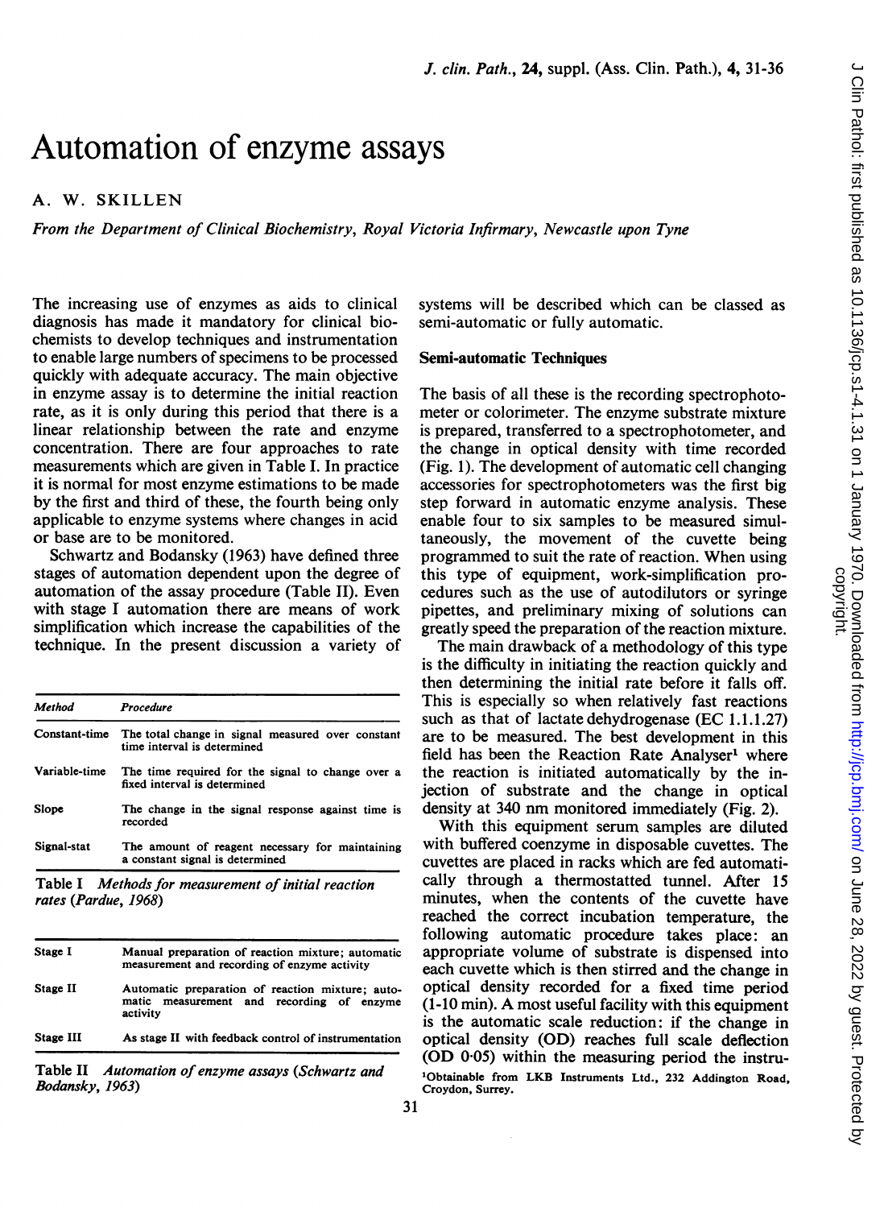# Automation of enzyme assays

A. W. SKILLEN

*From the Department of Clinical Biochemistry, Royal Victoria Infirmary, Newcastle upon Tyne*

The increasing use of enzymes as aids to clinical diagnosis has made it mandatory for clinical biochemists to develop techniques and instrumentation to enable large numbers of specimens to be processed quickly with adequate accuracy. The main objective in enzyme assay is to determine the initial reaction rate, as it is only during this period that there is a linear relationship between the rate and enzyme concentration. There are four approaches to rate measurements which are given in Table I. In practice it is normal for most enzyme estimations to be made by the first and third of these, the fourth being only applicable to enzyme systems where changes in acid or base are to be monitored.

Schwartz and Bodansky (1963) have defined three stages of automation dependent upon the degree of automation of the assay procedure (Table II). Even with stage I automation there are means of work simplification which increase the capabilities of the technique. In the present discussion a variety of systems will be described which can be classed as semi-automatic or fully automatic.

| *Method* | *Procedure* |
|---|---|
| Constant-time | The total change in signal measured over constant time interval is determined |
| Variable-time | The time required for the signal to change over a fixed interval is determined |
| Slope | The change in the signal response against time is recorded |
| Signal-stat | The amount of reagent necessary for maintaining a constant signal is determined |

Table I *Methods for measurement of initial reaction rates (Pardue, 1968)*

| | |
|---|---|
| Stage I | Manual preparation of reaction mixture; automatic measurement and recording of enzyme activity |
| Stage II | Automatic preparation of reaction mixture; automatic measurement and recording of enzyme activity |
| Stage III | As stage II with feedback control of instrumentation |

Table II *Automation of enzyme assays (Schwartz and Bodansky, 1963)*

## Semi-automatic Techniques

The basis of all these is the recording spectrophotometer or colorimeter. The enzyme substrate mixture is prepared, transferred to a spectrophotometer, and the change in optical density with time recorded (Fig. 1). The development of automatic cell changing accessories for spectrophotometers was the first big step forward in automatic enzyme analysis. These enable four to six samples to be measured simultaneously, the movement of the cuvette being programmed to suit the rate of reaction. When using this type of equipment, work-simplification procedures such as the use of autodilutors or syringe pipettes, and preliminary mixing of solutions can greatly speed the preparation of the reaction mixture.

The main drawback of a methodology of this type is the difficulty in initiating the reaction quickly and then determining the initial rate before it falls off. This is especially so when relatively fast reactions such as that of lactate dehydrogenase (EC 1.1.1.27) are to be measured. The best development in this field has been the Reaction Rate Analyser[1] where the reaction is initiated automatically by the injection of substrate and the change in optical density at 340 nm monitored immediately (Fig. 2).

With this equipment serum samples are diluted with buffered coenzyme in disposable cuvettes. The cuvettes are placed in racks which are fed automatically through a thermostatted tunnel. After 15 minutes, when the contents of the cuvette have reached the correct incubation temperature, the following automatic procedure takes place: an appropriate volume of substrate is dispensed into each cuvette which is then stirred and the change in optical density recorded for a fixed time period (1-10 min). A most useful facility with this equipment is the automatic scale reduction: if the change in optical density (OD) reaches full scale deflection (OD 0·05) within the measuring period the instru-

[1]Obtainable from LKB Instruments Ltd., 232 Addington Road, Croydon, Surrey.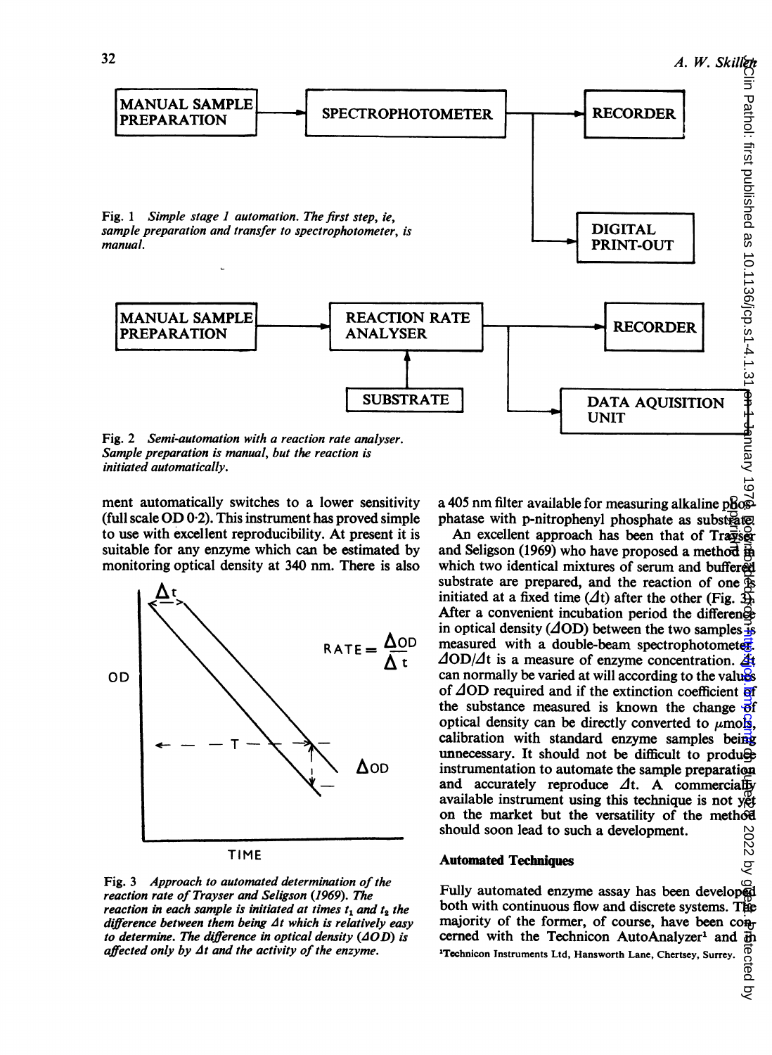MANUAL SAMPLE PREPARATION → SPECTROPHOTOMETER → RECORDER / DIGITAL PRINT-OUT

Fig. 1 *Simple stage 1 automation. The first step, ie, sample preparation and transfer to spectrophotometer, is manual.*

MANUAL SAMPLE PREPARATION → REACTION RATE ANALYSER (← SUBSTRATE) → RECORDER / DATA AQUISITION UNIT

Fig. 2 *Semi-automation with a reaction rate analyser. Sample preparation is manual, but the reaction is initiated automatically.*

ment automatically switches to a lower sensitivity (full scale OD 0·2). This instrument has proved simple to use with excellent reproducibility. At present it is suitable for any enzyme which can be estimated by monitoring optical density at 340 nm. There is also a 405 nm filter available for measuring alkaline phosphatase with p-nitrophenyl phosphate as substrate.

$$RATE = \frac{\Delta OD}{\Delta t}$$

Fig. 3 *Approach to automated determination of the reaction rate of Trayser and Seligson (1969). The reaction in each sample is initiated at times $t_1$ and $t_2$ the difference between them being $\Delta t$ which is relatively easy to determine. The difference in optical density ($\Delta OD$) is affected only by $\Delta t$ and the activity of the enzyme.*

An excellent approach has been that of Trayser and Seligson (1969) who have proposed a method in which two identical mixtures of serum and buffered substrate are prepared, and the reaction of one is initiated at a fixed time ($\Delta t$) after the other (Fig. 3). After a convenient incubation period the difference in optical density ($\Delta OD$) between the two samples is measured with a double-beam spectrophotometer. $\Delta OD/\Delta t$ is a measure of enzyme concentration. $\Delta t$ can normally be varied at will according to the values of $\Delta OD$ required and if the extinction coefficient of the substance measured is known the change of optical density can be directly converted to $\mu$mols, calibration with standard enzyme samples being unnecessary. It should not be difficult to produce instrumentation to automate the sample preparation and accurately reproduce $\Delta t$. A commercially available instrument using this technique is not yet on the market but the versatility of the method should soon lead to such a development.

## Automated Techniques

Fully automated enzyme assay has been developed both with continuous flow and discrete systems. The majority of the former, of course, have been concerned with the Technicon AutoAnalyzer[1] and in

[1]Technicon Instruments Ltd, Hansworth Lane, Chertsey, Surrey.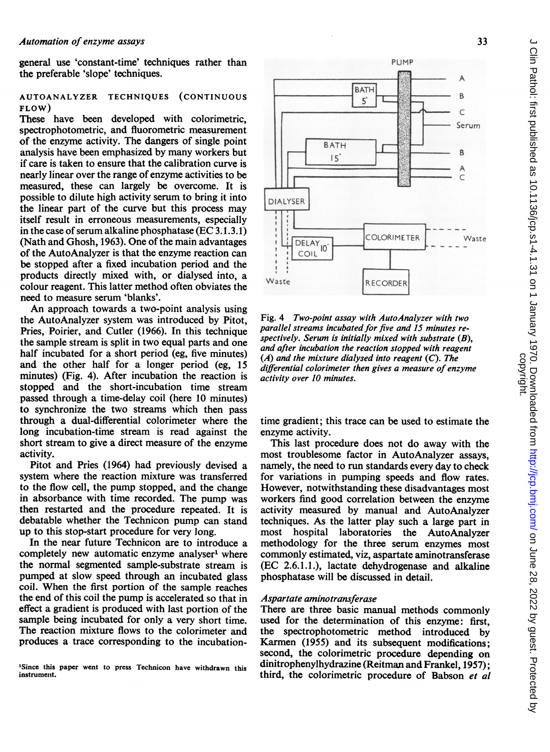general use 'constant-time' techniques rather than the preferable 'slope' techniques.

### AUTOANALYZER TECHNIQUES (CONTINUOUS FLOW)

These have been developed with colorimetric, spectrophotometric, and fluorometric measurement of the enzyme activity. The dangers of single point analysis have been emphasized by many workers but if care is taken to ensure that the calibration curve is nearly linear over the range of enzyme activities to be measured, these can largely be overcome. It is possible to dilute high activity serum to bring it into the linear part of the curve but this process may itself result in erroneous measurements, especially in the case of serum alkaline phosphatase (EC 3.1.3.1) (Nath and Ghosh, 1963). One of the main advantages of the AutoAnalyzer is that the enzyme reaction can be stopped after a fixed incubation period and the products directly mixed with, or dialysed into, a colour reagent. This latter method often obviates the need to measure serum 'blanks'.

An approach towards a two-point analysis using the AutoAnalyzer system was introduced by Pitot, Pries, Poirier, and Cutler (1966). In this technique the sample stream is split in two equal parts and one half incubated for a short period (eg, five minutes) and the other half for a longer period (eg, 15 minutes) (Fig. 4). After incubation the reaction is stopped and the short-incubation time stream passed through a time-delay coil (here 10 minutes) to synchronize the two streams which then pass through a dual-differential colorimeter where the long incubation-time stream is read against the short stream to give a direct measure of the enzyme activity.

Fig. 4 *Two-point assay with AutoAnalyzer with two parallel streams incubated for five and 15 minutes respectively. Serum is initially mixed with substrate (B), and after incubation the reaction stopped with reagent (A) and the mixture dialysed into reagent (C). The differential colorimeter then gives a measure of enzyme activity over 10 minutes.*

Pitot and Pries (1964) had previously devised a system where the reaction mixture was transferred to the flow cell, the pump stopped, and the change in absorbance with time recorded. The pump was then restarted and the procedure repeated. It is debatable whether the Technicon pump can stand up to this stop-start procedure for very long.

In the near future Technicon are to introduce a completely new automatic enzyme analyser[1] where the normal segmented sample-substrate stream is pumped at slow speed through an incubated glass coil. When the first portion of the sample reaches the end of this coil the pump is accelerated so that in effect a gradient is produced with last portion of the sample being incubated for only a very short time. The reaction mixture flows to the colorimeter and produces a trace corresponding to the incubation-time gradient; this trace can be used to estimate the enzyme activity.

This last procedure does not do away with the most troublesome factor in AutoAnalyzer assays, namely, the need to run standards every day to check for variations in pumping speeds and flow rates. However, notwithstanding these disadvantages most workers find good correlation between the enzyme activity measured by manual and AutoAnalyzer techniques. As the latter play such a large part in most hospital laboratories the AutoAnalyzer methodology for the three serum enzymes most commonly estimated, viz, aspartate aminotransferase (EC 2.6.1.1.), lactate dehydrogenase and alkaline phosphatase will be discussed in detail.

#### *Aspartate aminotransferase*

There are three basic manual methods commonly used for the determination of this enzyme: first, the spectrophotometric method introduced by Karmen (1955) and its subsequent modifications; second, the colorimetric procedure depending on dinitrophenylhydrazine (Reitman and Frankel, 1957); third, the colorimetric procedure of Babson *et al*

[1]Since this paper went to press Technicon have withdrawn this instrument.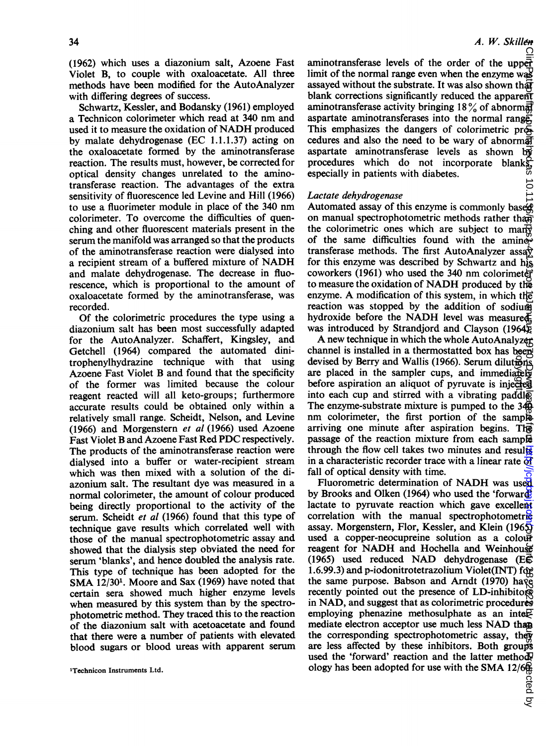(1962) which uses a diazonium salt, Azoene Fast Violet B, to couple with oxaloacetate. All three methods have been modified for the AutoAnalyzer with differing degrees of success.

Schwartz, Kessler, and Bodansky (1961) employed a Technicon colorimeter which read at 340 nm and used it to measure the oxidation of NADH produced by malate dehydrogenase (EC 1.1.1.37) acting on the oxaloacetate formed by the aminotransferase reaction. The results must, however, be corrected for optical density changes unrelated to the aminotransferase reaction. The advantages of the extra sensitivity of fluorescence led Levine and Hill (1966) to use a fluorimeter module in place of the 340 nm colorimeter. To overcome the difficulties of quenching and other fluorescent materials present in the serum the manifold was arranged so that the products of the aminotransferase reaction were dialysed into a recipient stream of a buffered mixture of NADH and malate dehydrogenase. The decrease in fluorescence, which is proportional to the amount of oxaloacetate formed by the aminotransferase, was recorded.

Of the colorimetric procedures the type using a diazonium salt has been most successfully adapted for the AutoAnalyzer. Schaffert, Kingsley, and Getchell (1964) compared the automated dinitrophenylhydrazine technique with that using Azoene Fast Violet B and found that the specificity of the former was limited because the colour reagent reacted will all keto-groups; furthermore accurate results could be obtained only within a relatively small range. Scheidt, Nelson, and Levine (1966) and Morgenstern *et al* (1966) used Azoene Fast Violet B and Azoene Fast Red PDC respectively. The products of the aminotransferase reaction were dialysed into a buffer or water-recipient stream which was then mixed with a solution of the diazonium salt. The resultant dye was measured in a normal colorimeter, the amount of colour produced being directly proportional to the activity of the serum. Scheidt *et al* (1966) found that this type of technique gave results which correlated well with those of the manual spectrophotometric assay and showed that the dialysis step obviated the need for serum 'blanks', and hence doubled the analysis rate. This type of technique has been adopted for the SMA 12/30[1]. Moore and Sax (1969) have noted that certain sera showed much higher enzyme levels when measured by this system than by the spectrophotometric method. They traced this to the reaction of the diazonium salt with acetoacetate and found that there were a number of patients with elevated blood sugars or blood ureas with apparent serum aminotransferase levels of the order of the upper limit of the normal range even when the enzyme was assayed without the substrate. It was also shown that blank corrections significantly reduced the apparent aminotransferase activity bringing 18% of abnormal aspartate aminotransferases into the normal range. This emphasizes the dangers of colorimetric procedures and also the need to be wary of abnormal aspartate aminotransferase levels as shown by procedures which do not incorporate blanks, especially in patients with diabetes.

[1]Technicon Instruments Ltd.

### Lactate dehydrogenase

Automated assay of this enzyme is commonly based on manual spectrophotometric methods rather than the colorimetric ones which are subject to many of the same difficulties found with the aminotransferase methods. The first AutoAnalyzer assay for this enzyme was described by Schwartz and his coworkers (1961) who used the 340 nm colorimeter to measure the oxidation of NADH produced by the enzyme. A modification of this system, in which the reaction was stopped by the addition of sodium hydroxide before the NADH level was measured, was introduced by Strandjord and Clayson (1964).

A new technique in which the whole AutoAnalyzer channel is installed in a thermostatted box has been devised by Berry and Wallis (1966). Serum dilutions are placed in the sampler cups, and immediately before aspiration an aliquot of pyruvate is injected into each cup and stirred with a vibrating paddle. The enzyme-substrate mixture is pumped to the 340 nm colorimeter, the first portion of the sample arriving one minute after aspiration begins. The passage of the reaction mixture from each sample through the flow cell takes two minutes and results in a characteristic recorder trace with a linear rate of fall of optical density with time.

Fluorometric determination of NADH was used by Brooks and Olken (1964) who used the 'forward' lactate to pyruvate reaction which gave excellent correlation with the manual spectrophotometric assay. Morgenstern, Flor, Kessler, and Klein (1965) used a copper-neocupreine solution as a colour reagent for NADH and Hochella and Weinhouse (1965) used reduced NAD dehydrogenase (EC 1.6.99.3) and p-iodonitrotetrazolium Violet(INT) for the same purpose. Babson and Arndt (1970) have recently pointed out the presence of LD-inhibitors in NAD, and suggest that as colorimetric procedures employing phenazine methosulphate as an intermediate electron acceptor use much less NAD than the corresponding spectrophotometric assay, they are less affected by these inhibitors. Both groups used the 'forward' reaction and the latter methodology has been adopted for use with the SMA 12/60.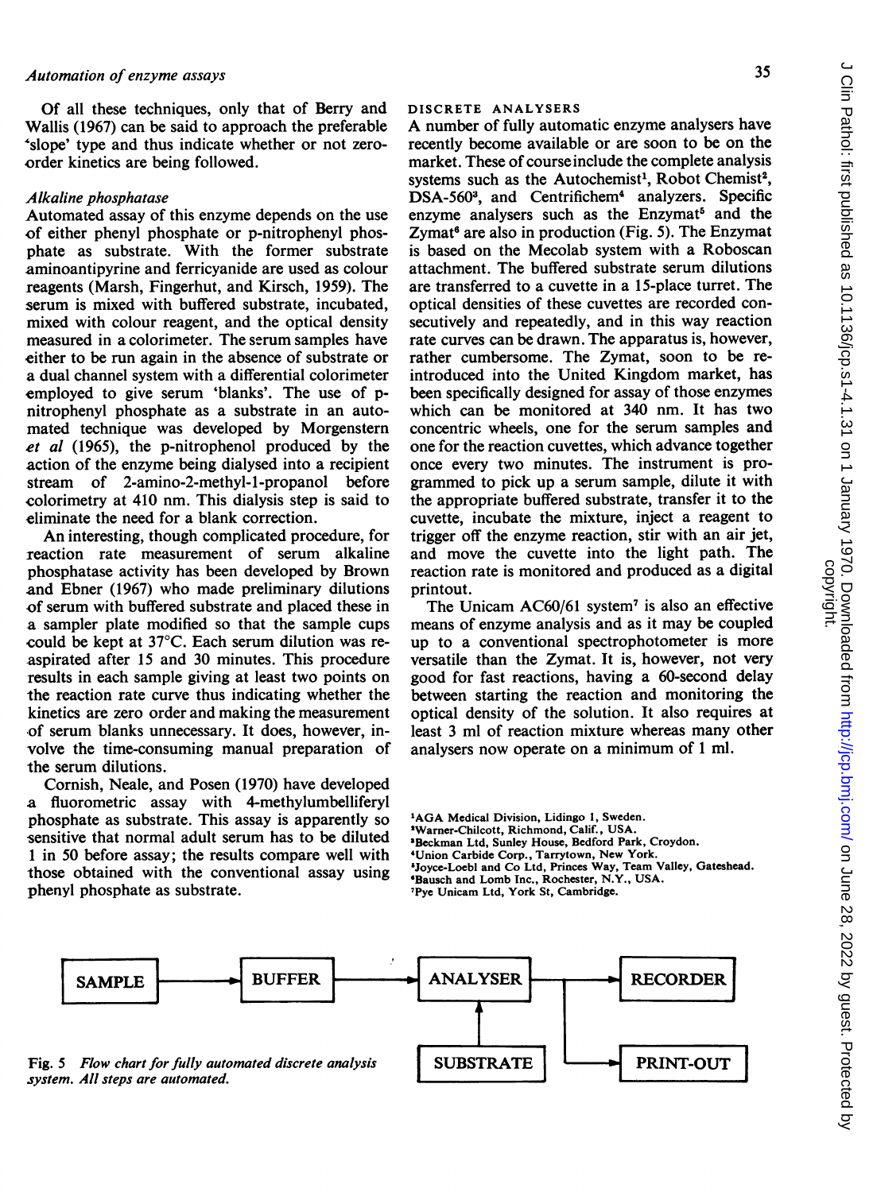Of all these techniques, only that of Berry and Wallis (1967) can be said to approach the preferable 'slope' type and thus indicate whether or not zero-order kinetics are being followed.

### *Alkaline phosphatase*

Automated assay of this enzyme depends on the use of either phenyl phosphate or p-nitrophenyl phosphate as substrate. With the former substrate aminoantipyrine and ferricyanide are used as colour reagents (Marsh, Fingerhut, and Kirsch, 1959). The serum is mixed with buffered substrate, incubated, mixed with colour reagent, and the optical density measured in a colorimeter. The serum samples have either to be run again in the absence of substrate or a dual channel system with a differential colorimeter employed to give serum 'blanks'. The use of p-nitrophenyl phosphate as a substrate in an automated technique was developed by Morgenstern *et al* (1965), the p-nitrophenol produced by the action of the enzyme being dialysed into a recipient stream of 2-amino-2-methyl-1-propanol before colorimetry at 410 nm. This dialysis step is said to eliminate the need for a blank correction.

An interesting, though complicated procedure, for reaction rate measurement of serum alkaline phosphatase activity has been developed by Brown and Ebner (1967) who made preliminary dilutions of serum with buffered substrate and placed these in a sampler plate modified so that the sample cups could be kept at 37°C. Each serum dilution was re-aspirated after 15 and 30 minutes. This procedure results in each sample giving at least two points on the reaction rate curve thus indicating whether the kinetics are zero order and making the measurement of serum blanks unnecessary. It does, however, involve the time-consuming manual preparation of the serum dilutions.

Cornish, Neale, and Posen (1970) have developed a fluorometric assay with 4-methylumbelliferyl phosphate as substrate. This assay is apparently so sensitive that normal adult serum has to be diluted 1 in 50 before assay; the results compare well with those obtained with the conventional assay using phenyl phosphate as substrate.

## DISCRETE ANALYSERS

A number of fully automatic enzyme analysers have recently become available or are soon to be on the market. These of course include the complete analysis systems such as the Autochemist[1], Robot Chemist[2], DSA-560[3], and Centrifichem[4] analyzers. Specific enzyme analysers such as the Enzymat[5] and the Zymat[6] are also in production (Fig. 5). The Enzymat is based on the Mecolab system with a Roboscan attachment. The buffered substrate serum dilutions are transferred to a cuvette in a 15-place turret. The optical densities of these cuvettes are recorded consecutively and repeatedly, and in this way reaction rate curves can be drawn. The apparatus is, however, rather cumbersome. The Zymat, soon to be reintroduced into the United Kingdom market, has been specifically designed for assay of those enzymes which can be monitored at 340 nm. It has two concentric wheels, one for the serum samples and one for the reaction cuvettes, which advance together once every two minutes. The instrument is programmed to pick up a serum sample, dilute it with the appropriate buffered substrate, transfer it to the cuvette, incubate the mixture, inject a reagent to trigger off the enzyme reaction, stir with an air jet, and move the cuvette into the light path. The reaction rate is monitored and produced as a digital printout.

The Unicam AC60/61 system[7] is also an effective means of enzyme analysis and as it may be coupled up to a conventional spectrophotometer is more versatile than the Zymat. It is, however, not very good for fast reactions, having a 60-second delay between starting the reaction and monitoring the optical density of the solution. It also requires at least 3 ml of reaction mixture whereas many other analysers now operate on a minimum of 1 ml.

[1]AGA Medical Division, Lidingo 1, Sweden.
[2]Warner-Chilcott, Richmond, Calif., USA.
[3]Beckman Ltd, Sunley House, Bedford Park, Croydon.
[4]Union Carbide Corp., Tarrytown, New York.
[5]Joyce-Loebl and Co Ltd, Princes Way, Team Valley, Gateshead.
[6]Bausch and Lomb Inc., Rochester, N.Y., USA.
[7]Pye Unicam Ltd, York St, Cambridge.

SAMPLE → BUFFER → ANALYSER → RECORDER
SUBSTRATE → ANALYSER → PRINT-OUT

Fig. 5 *Flow chart for fully automated discrete analysis system. All steps are automated.*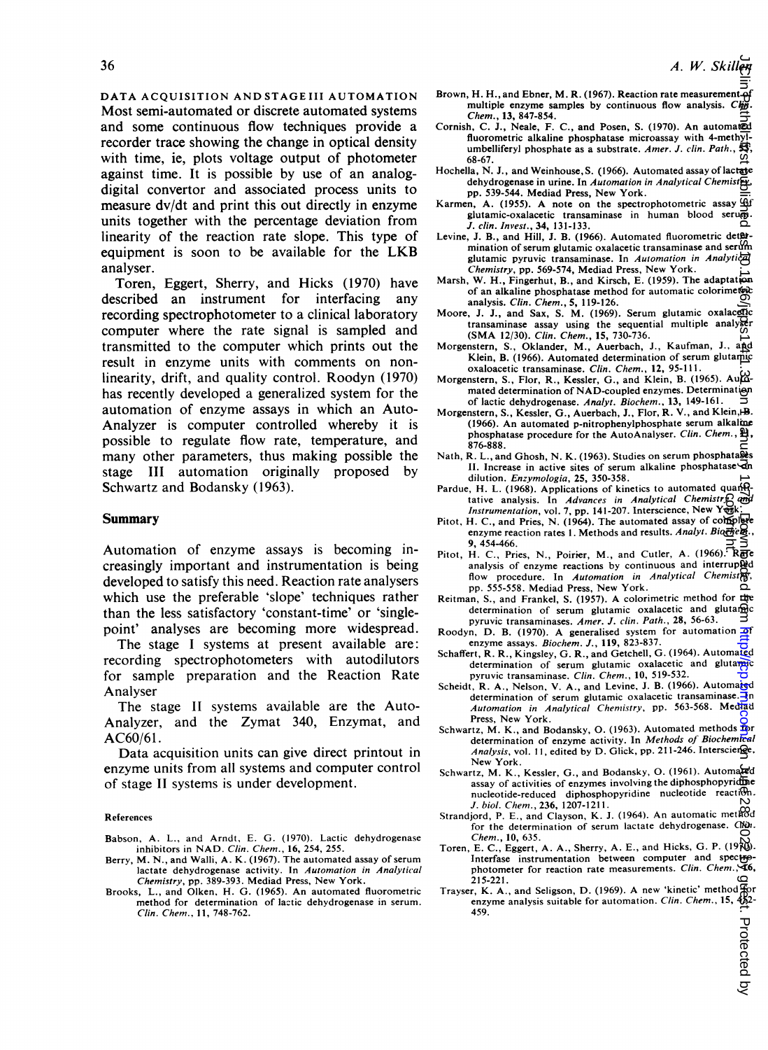DATA ACQUISITION AND STAGE III AUTOMATION

Most semi-automated or discrete automated systems and some continuous flow techniques provide a recorder trace showing the change in optical density with time, ie, plots voltage output of photometer against time. It is possible by use of an analog-digital convertor and associated process units to measure dv/dt and print this out directly in enzyme units together with the percentage deviation from linearity of the reaction rate slope. This type of equipment is soon to be available for the LKB analyser.

Toren, Eggert, Sherry, and Hicks (1970) have described an instrument for interfacing any recording spectrophotometer to a clinical laboratory computer where the rate signal is sampled and transmitted to the computer which prints out the result in enzyme units with comments on non-linearity, drift, and quality control. Roodyn (1970) has recently developed a generalized system for the automation of enzyme assays in which an Auto-Analyzer is computer controlled whereby it is possible to regulate flow rate, temperature, and many other parameters, thus making possible the stage III automation originally proposed by Schwartz and Bodansky (1963).

## Summary

Automation of enzyme assays is becoming increasingly important and instrumentation is being developed to satisfy this need. Reaction rate analysers which use the preferable 'slope' techniques rather than the less satisfactory 'constant-time' or 'single-point' analyses are becoming more widespread.

The stage I systems at present available are: recording spectrophotometers with autodilutors for sample preparation and the Reaction Rate Analyser

The stage II systems available are the Auto-Analyzer, and the Zymat 340, Enzymat, and AC60/61.

Data acquisition units can give direct printout in enzyme units from all systems and computer control of stage II systems is under development.

#### References

Babson, A. L., and Arndt, E. G. (1970). Lactic dehydrogenase inhibitors in NAD. *Clin. Chem.*, **16**, 254, 255.

Berry, M. N., and Walli, A. K. (1967). The automated assay of serum lactate dehydrogenase activity. In *Automation in Analytical Chemistry*, pp. 389-393. Mediad Press, New York.

Brooks, L., and Olken, H. G. (1965). An automated fluorometric method for determination of lactic dehydrogenase in serum. *Clin. Chem.*, **11**, 748-762.

Brown, H. H., and Ebner, M. R. (1967). Reaction rate measurement of multiple enzyme samples by continuous flow analysis. *Clin. Chem.*, **13**, 847-854.

Cornish, C. J., Neale, F. C., and Posen, S. (1970). An automated fluorometric alkaline phosphatase microassay with 4-methylumbelliferyl phosphate as a substrate. *Amer. J. clin. Path.*, **53**, 68-67.

Hochella, N. J., and Weinhouse, S. (1966). Automated assay of lactate dehydrogenase in urine. In *Automation in Analytical Chemistry*, pp. 539-544. Mediad Press, New York.

Karmen, A. (1955). A note on the spectrophotometric assay of glutamic-oxalacetic transaminase in human blood serum. *J. clin. Invest.*, **34**, 131-133.

Levine, J. B., and Hill, J. B. (1966). Automated fluorometric determination of serum glutamic oxalacetic transaminase and serum glutamic pyruvic transaminase. In *Automation in Analytical Chemistry*, pp. 569-574, Mediad Press, New York.

Marsh, W. H., Fingerhut, B., and Kirsch, E. (1959). The adaptation of an alkaline phosphatase method for automatic colorimetric analysis. *Clin. Chem.*, **5**, 119-126.

Moore, J. J., and Sax, S. M. (1969). Serum glutamic oxalacetic transaminase assay using the sequential multiple analyzer (SMA 12/30). *Clin. Chem.*, **15**, 730-736.

Morgenstern, S., Oklander, M., Auerbach, J., Kaufman, J., and Klein, B. (1966). Automated determination of serum glutamic oxaloacetic transaminase. *Clin. Chem.*, **12**, 95-111.

Morgenstern, S., Flor, R., Kessler, G., and Klein, B. (1965). Automated determination of NAD-coupled enzymes. Determination of lactic dehydrogenase. *Analyt. Biochem.*, **13**, 149-161.

Morgenstern, S., Kessler, G., Auerbach, J., Flor, R. V., and Klein, B. (1966). An automated p-nitrophenylphosphate serum alkaline phosphatase procedure for the AutoAnalyser. *Clin. Chem.*, **12**, 876-888.

Nath, R. L., and Ghosh, N. K. (1963). Studies on serum phosphatases II. Increase in active sites of serum alkaline phosphatase on dilution. *Enzymologia*, **25**, 350-358.

Pardue, H. L. (1968). Applications of kinetics to automated quantitative analysis. In *Advances in Analytical Chemistry and Instrumentation*, vol. 7, pp. 141-207. Interscience, New York.

Pitot, H. C., and Pries, N. (1964). The automated assay of complete enzyme reaction rates 1. Methods and results. *Analyt. Biochem.*, **9**, 454-466.

Pitot, H. C., Pries, N., Poirier, M., and Cutler, A. (1966). Rate analysis of enzyme reactions by continuous and interrupted flow procedure. In *Automation in Analytical Chemistry*, pp. 555-558. Mediad Press, New York.

Reitman, S., and Frankel, S. (1957). A colorimetric method for the determination of serum glutamic oxalacetic and glutamic pyruvic transaminases. *Amer. J. clin. Path.*, **28**, 56-63.

Roodyn, D. B. (1970). A generalised system for automation of enzyme assays. *Biochem. J.*, **119**, 823-837.

Schaffert, R. R., Kingsley, G. R., and Getchell, G. (1964). Automated determination of serum glutamic oxalacetic and glutamic pyruvic transaminase. *Clin. Chem.*, **10**, 519-532.

Scheidt, R. A., Nelson, V. A., and Levine, J. B. (1966). Automated determination of serum glutamic oxalacetic transaminase. In *Automation in Analytical Chemistry*, pp. 563-568. Mediad Press, New York.

Schwartz, M. K., and Bodansky, O. (1963). Automated methods for determination of enzyme activity. In *Methods of Biochemical Analysis*, vol. 11, edited by D. Glick, pp. 211-246. Interscience, New York.

Schwartz, M. K., Kessler, G., and Bodansky, O. (1961). Automated assay of activities of enzymes involving the diphosphopyridine nucleotide-reduced diphosphopyridine nucleotide reaction. *J. biol. Chem.*, **236**, 1207-1211.

Strandjord, P. E., and Clayson, K. J. (1964). An automatic method for the determination of serum lactate dehydrogenase. *Clin. Chem.*, **10**, 635.

Toren, E. C., Eggert, A. A., Sherry, A. E., and Hicks, G. P. (1970). Interfase instrumentation between computer and spectrophotometer for reaction rate measurements. *Clin. Chem.*, **16**, 215-221.

Trayser, K. A., and Seligson, D. (1969). A new 'kinetic' method for enzyme analysis suitable for automation. *Clin. Chem.*, **15**, 452-459.